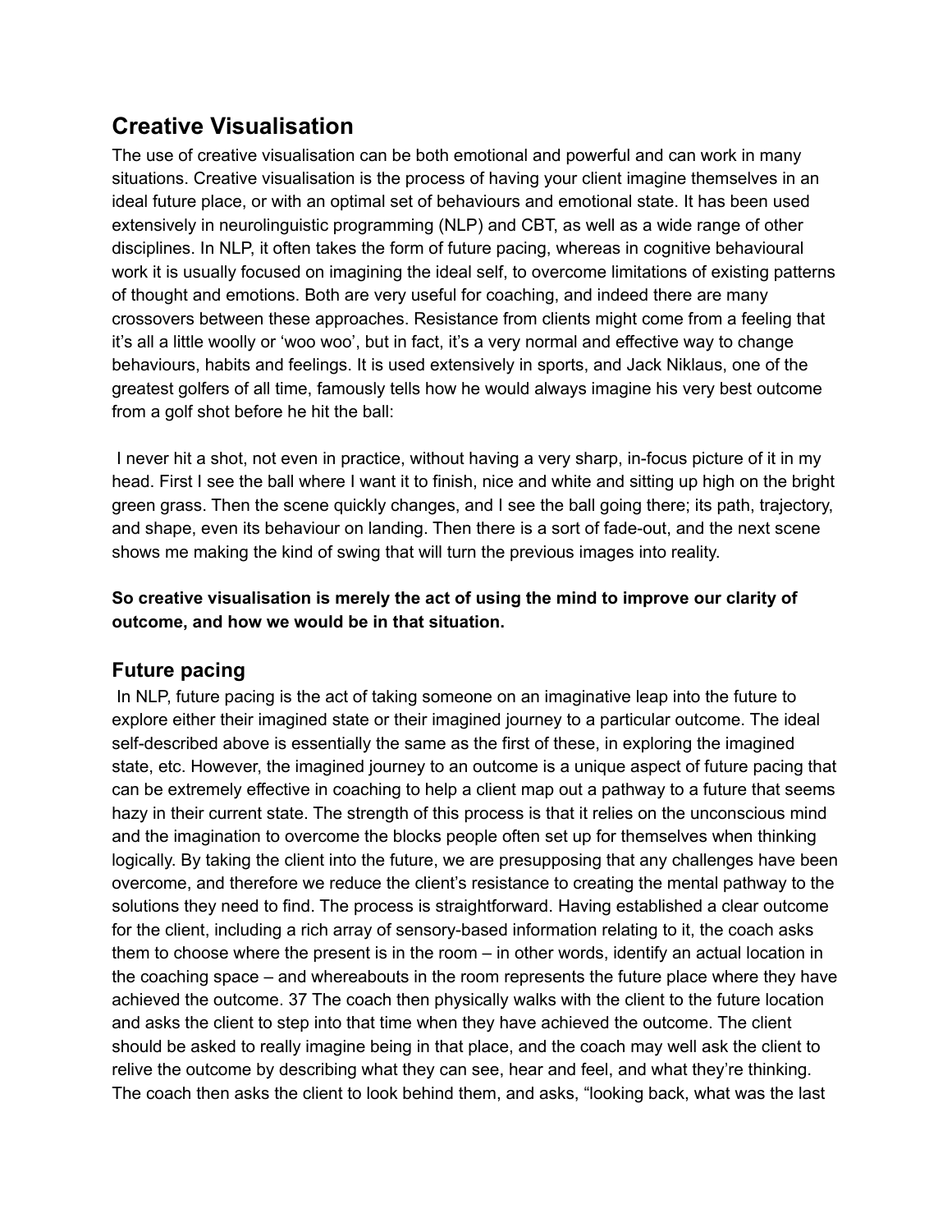## Creative Visualisation

The use of creative visualisation can be both emotional and powerful and can work in many situations. Creative visualisation is the process of having your client imagine themselves in an ideal future place, or with an optimal set of behaviours and emotional state. It has been used extensively in neurolinguistic programming (NLP) and CBT, as well as a wide range of other disciplines. In NLP, it often takes the form of future pacing, whereas in cognitive behavioural work it is usually focused on imagining the ideal self, to overcome limitations of existing patterns of thought and emotions. Both are very useful for coaching, and indeed there are many crossovers between these approaches. Resistance from clients might come from a feeling that it's all a little woolly or 'woo woo', but in fact, it's a very normal and effective way to change behaviours, habits and feelings. It is used extensively in sports, and Jack Niklaus, one of the greatest golfers of all time, famously tells how he would always imagine his very best outcome from a golf shot before he hit the ball:

I never hit a shot, not even in practice, without having a very sharp, in-focus picture of it in my head. First I see the ball where I want it to finish, nice and white and sitting up high on the bright green grass. Then the scene quickly changes, and I see the ball going there; its path, trajectory, and shape, even its behaviour on landing. Then there is a sort of fade-out, and the next scene shows me making the kind of swing that will turn the previous images into reality.

**So creative visualisation is merely the act of using the mind to improve our clarity of outcome, and how we would be in that situation.**

### Future pacing

In NLP, future pacing is the act of taking someone on an imaginative leap into the future to explore either their imagined state or their imagined journey to a particular outcome. The ideal self-described above is essentially the same as the first of these, in exploring the imagined state, etc. However, the imagined journey to an outcome is a unique aspect of future pacing that can be extremely effective in coaching to help a client map out a pathway to a future that seems hazy in their current state. The strength of this process is that it relies on the unconscious mind and the imagination to overcome the blocks people often set up for themselves when thinking logically. By taking the client into the future, we are presupposing that any challenges have been overcome, and therefore we reduce the client's resistance to creating the mental pathway to the solutions they need to find. The process is straightforward. Having established a clear outcome for the client, including a rich array of sensory-based information relating to it, the coach asks them to choose where the present is in the room – in other words, identify an actual location in the coaching space – and whereabouts in the room represents the future place where they have achieved the outcome. 37 The coach then physically walks with the client to the future location and asks the client to step into that time when they have achieved the outcome. The client should be asked to really imagine being in that place, and the coach may well ask the client to relive the outcome by describing what they can see, hear and feel, and what they're thinking. The coach then asks the client to look behind them, and asks, "looking back, what was the last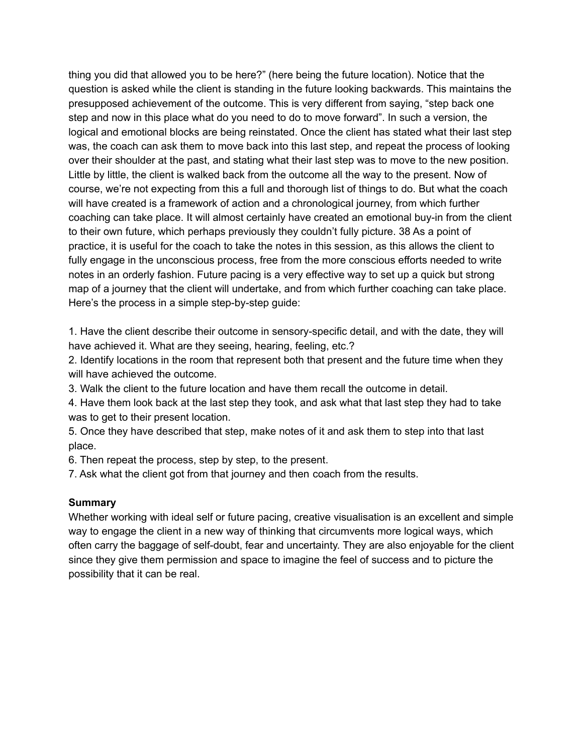thing you did that allowed you to be here?" (here being the future location). Notice that the question is asked while the client is standing in the future looking backwards. This maintains the presupposed achievement of the outcome. This is very different from saying, "step back one step and now in this place what do you need to do to move forward". In such a version, the logical and emotional blocks are being reinstated. Once the client has stated what their last step was, the coach can ask them to move back into this last step, and repeat the process of looking over their shoulder at the past, and stating what their last step was to move to the new position. Little by little, the client is walked back from the outcome all the way to the present. Now of course, we're not expecting from this a full and thorough list of things to do. But what the coach will have created is a framework of action and a chronological journey, from which further coaching can take place. It will almost certainly have created an emotional buy-in from the client to their own future, which perhaps previously they couldn't fully picture. 38 As a point of practice, it is useful for the coach to take the notes in this session, as this allows the client to fully engage in the unconscious process, free from the more conscious efforts needed to write notes in an orderly fashion. Future pacing is a very effective way to set up a quick but strong map of a journey that the client will undertake, and from which further coaching can take place. Here's the process in a simple step-by-step guide:

1. Have the client describe their outcome in sensory-specific detail, and with the date, they will have achieved it. What are they seeing, hearing, feeling, etc.?
2. Identify locations in the room that represent both that present and the future time when they will have achieved the outcome.
3. Walk the client to the future location and have them recall the outcome in detail.
4. Have them look back at the last step they took, and ask what that last step they had to take was to get to their present location.
5. Once they have described that step, make notes of it and ask them to step into that last place.
6. Then repeat the process, step by step, to the present.
7. Ask what the client got from that journey and then coach from the results.

**Summary**

Whether working with ideal self or future pacing, creative visualisation is an excellent and simple way to engage the client in a new way of thinking that circumvents more logical ways, which often carry the baggage of self-doubt, fear and uncertainty. They are also enjoyable for the client since they give them permission and space to imagine the feel of success and to picture the possibility that it can be real.